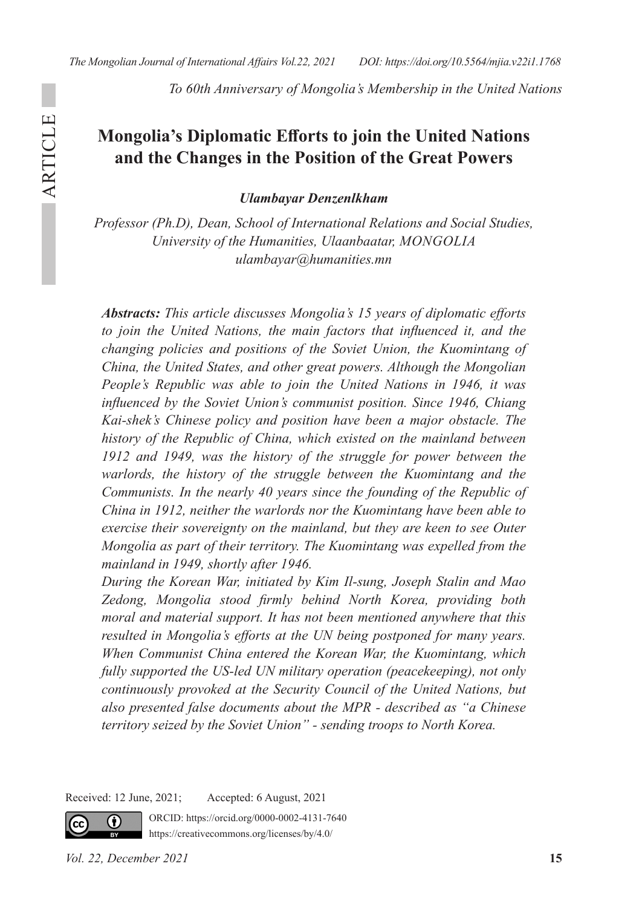*To 60th Anniversary of Mongolia's Membership in the United Nations*

# Mongolia's Diplomatic Efforts to join the United Nations and the Changes in the Position of the Great Powers

***Ulambayar Denzenlkham***

*Professor (Ph.D), Dean, School of International Relations and Social Studies, University of the Humanities, Ulaanbaatar, MONGOLIA*
*ulambayar@humanities.mn*

***Abstracts:*** *This article discusses Mongolia's 15 years of diplomatic efforts to join the United Nations, the main factors that influenced it, and the changing policies and positions of the Soviet Union, the Kuomintang of China, the United States, and other great powers. Although the Mongolian People's Republic was able to join the United Nations in 1946, it was influenced by the Soviet Union's communist position. Since 1946, Chiang Kai-shek's Chinese policy and position have been a major obstacle. The history of the Republic of China, which existed on the mainland between 1912 and 1949, was the history of the struggle for power between the warlords, the history of the struggle between the Kuomintang and the Communists. In the nearly 40 years since the founding of the Republic of China in 1912, neither the warlords nor the Kuomintang have been able to exercise their sovereignty on the mainland, but they are keen to see Outer Mongolia as part of their territory. The Kuomintang was expelled from the mainland in 1949, shortly after 1946.*

*During the Korean War, initiated by Kim Il-sung, Joseph Stalin and Mao Zedong, Mongolia stood firmly behind North Korea, providing both moral and material support. It has not been mentioned anywhere that this resulted in Mongolia's efforts at the UN being postponed for many years. When Communist China entered the Korean War, the Kuomintang, which fully supported the US-led UN military operation (peacekeeping), not only continuously provoked at the Security Council of the United Nations, but also presented false documents about the MPR - described as "a Chinese territory seized by the Soviet Union" - sending troops to North Korea.*

Received: 12 June, 2021; Accepted: 6 August, 2021

ORCID: https://orcid.org/0000-0002-4131-7640
https://creativecommons.org/licenses/by/4.0/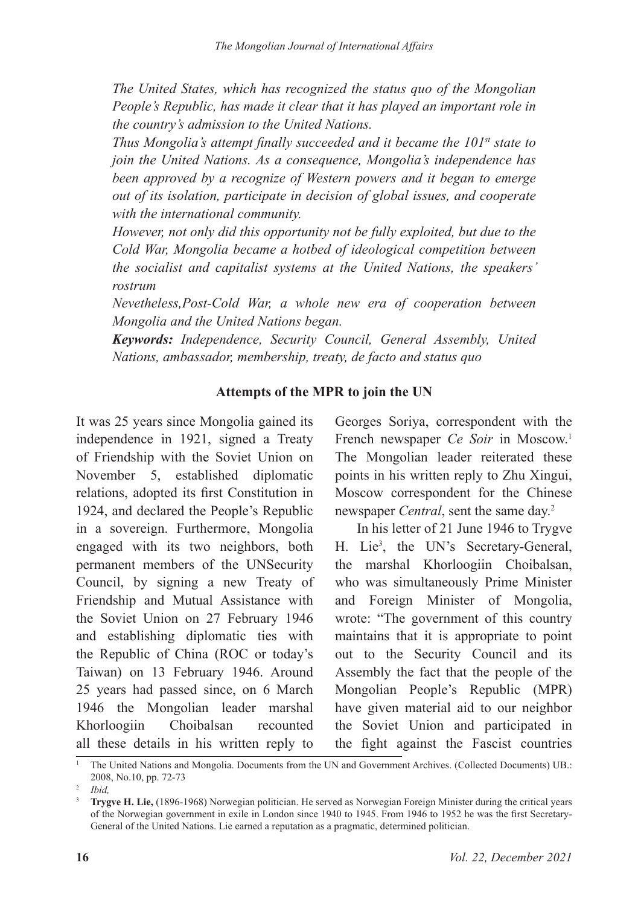*The United States, which has recognized the status quo of the Mongolian People's Republic, has made it clear that it has played an important role in the country's admission to the United Nations.*

*Thus Mongolia's attempt finally succeeded and it became the 101st state to join the United Nations. As a consequence, Mongolia's independence has been approved by a recognize of Western powers and it began to emerge out of its isolation, participate in decision of global issues, and cooperate with the international community.*

*However, not only did this opportunity not be fully exploited, but due to the Cold War, Mongolia became a hotbed of ideological competition between the socialist and capitalist systems at the United Nations, the speakers' rostrum*

*Nevetheless,Post-Cold War, a whole new era of cooperation between Mongolia and the United Nations began.*

***Keywords:*** *Independence, Security Council, General Assembly, United Nations, ambassador, membership, treaty, de facto and status quo*

**Attempts of the MPR to join the UN**

It was 25 years since Mongolia gained its independence in 1921, signed a Treaty of Friendship with the Soviet Union on November 5, established diplomatic relations, adopted its first Constitution in 1924, and declared the People's Republic in a sovereign. Furthermore, Mongolia engaged with its two neighbors, both permanent members of the UNSecurity Council, by signing a new Treaty of Friendship and Mutual Assistance with the Soviet Union on 27 February 1946 and establishing diplomatic ties with the Republic of China (ROC or today's Taiwan) on 13 February 1946. Around 25 years had passed since, on 6 March 1946 the Mongolian leader marshal Khorloogiin Choibalsan recounted all these details in his written reply to Georges Soriya, correspondent with the French newspaper *Ce Soir* in Moscow.[1] The Mongolian leader reiterated these points in his written reply to Zhu Xingui, Moscow correspondent for the Chinese newspaper *Central*, sent the same day.[2]

In his letter of 21 June 1946 to Trygve H. Lie[3], the UN's Secretary-General, the marshal Khorloogiin Choibalsan, who was simultaneously Prime Minister and Foreign Minister of Mongolia, wrote: "The government of this country maintains that it is appropriate to point out to the Security Council and its Assembly the fact that the people of the Mongolian People's Republic (MPR) have given material aid to our neighbor the Soviet Union and participated in the fight against the Fascist countries

---

[1] The United Nations and Mongolia. Documents from the UN and Government Archives. (Collected Documents) UB.: 2008, No.10, pp. 72-73

[2] *Ibid,*

[3] **Trygve H. Lie,** (1896-1968) Norwegian politician. He served as Norwegian Foreign Minister during the critical years of the Norwegian government in exile in London since 1940 to 1945. From 1946 to 1952 he was the first Secretary-General of the United Nations. Lie earned a reputation as a pragmatic, determined politician.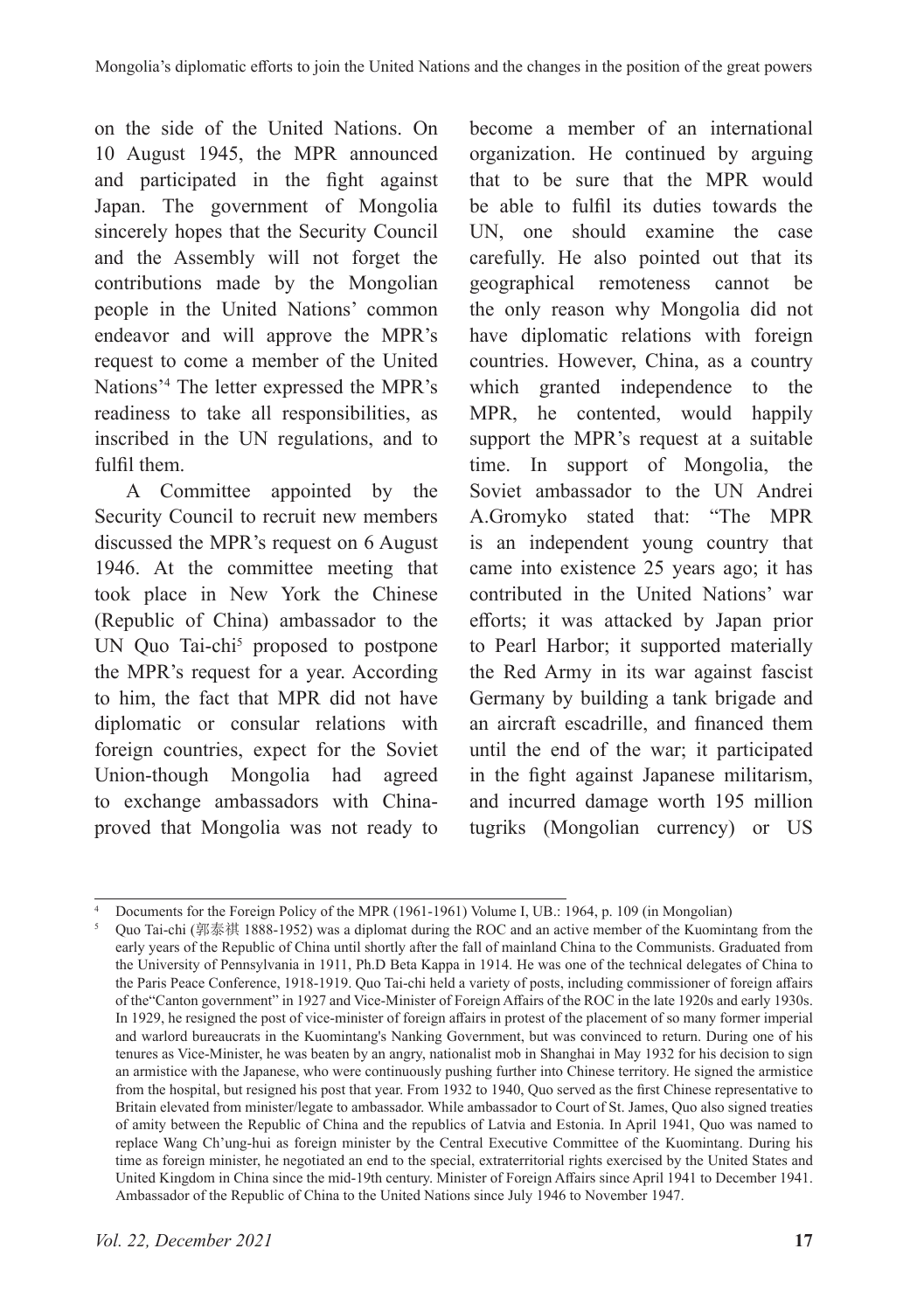on the side of the United Nations. On 10 August 1945, the MPR announced and participated in the fight against Japan. The government of Mongolia sincerely hopes that the Security Council and the Assembly will not forget the contributions made by the Mongolian people in the United Nations' common endeavor and will approve the MPR's request to come a member of the United Nations'[4] The letter expressed the MPR's readiness to take all responsibilities, as inscribed in the UN regulations, and to fulfil them.

A Committee appointed by the Security Council to recruit new members discussed the MPR's request on 6 August 1946. At the committee meeting that took place in New York the Chinese (Republic of China) ambassador to the UN Quo Tai-chi[5] proposed to postpone the MPR's request for a year. According to him, the fact that MPR did not have diplomatic or consular relations with foreign countries, expect for the Soviet Union-though Mongolia had agreed to exchange ambassadors with China-proved that Mongolia was not ready to become a member of an international organization. He continued by arguing that to be sure that the MPR would be able to fulfil its duties towards the UN, one should examine the case carefully. He also pointed out that its geographical remoteness cannot be the only reason why Mongolia did not have diplomatic relations with foreign countries. However, China, as a country which granted independence to the MPR, he contented, would happily support the MPR's request at a suitable time. In support of Mongolia, the Soviet ambassador to the UN Andrei A.Gromyko stated that: "The MPR is an independent young country that came into existence 25 years ago; it has contributed in the United Nations' war efforts; it was attacked by Japan prior to Pearl Harbor; it supported materially the Red Army in its war against fascist Germany by building a tank brigade and an aircraft escadrille, and financed them until the end of the war; it participated in the fight against Japanese militarism, and incurred damage worth 195 million tugriks (Mongolian currency) or US

---

[4] Documents for the Foreign Policy of the MPR (1961-1961) Volume I, UB.: 1964, p. 109 (in Mongolian)

[5] Quo Tai-chi (郭泰祺 1888-1952) was a diplomat during the ROC and an active member of the Kuomintang from the early years of the Republic of China until shortly after the fall of mainland China to the Communists. Graduated from the University of Pennsylvania in 1911, Ph.D Beta Kappa in 1914. He was one of the technical delegates of China to the Paris Peace Conference, 1918-1919. Quo Tai-chi held a variety of posts, including commissioner of foreign affairs of the"Canton government" in 1927 and Vice-Minister of Foreign Affairs of the ROC in the late 1920s and early 1930s. In 1929, he resigned the post of vice-minister of foreign affairs in protest of the placement of so many former imperial and warlord bureaucrats in the Kuomintang's Nanking Government, but was convinced to return. During one of his tenures as Vice-Minister, he was beaten by an angry, nationalist mob in Shanghai in May 1932 for his decision to sign an armistice with the Japanese, who were continuously pushing further into Chinese territory. He signed the armistice from the hospital, but resigned his post that year. From 1932 to 1940, Quo served as the first Chinese representative to Britain elevated from minister/legate to ambassador. While ambassador to Court of St. James, Quo also signed treaties of amity between the Republic of China and the republics of Latvia and Estonia. In April 1941, Quo was named to replace Wang Ch'ung-hui as foreign minister by the Central Executive Committee of the Kuomintang. During his time as foreign minister, he negotiated an end to the special, extraterritorial rights exercised by the United States and United Kingdom in China since the mid-19th century. Minister of Foreign Affairs since April 1941 to December 1941. Ambassador of the Republic of China to the United Nations since July 1946 to November 1947.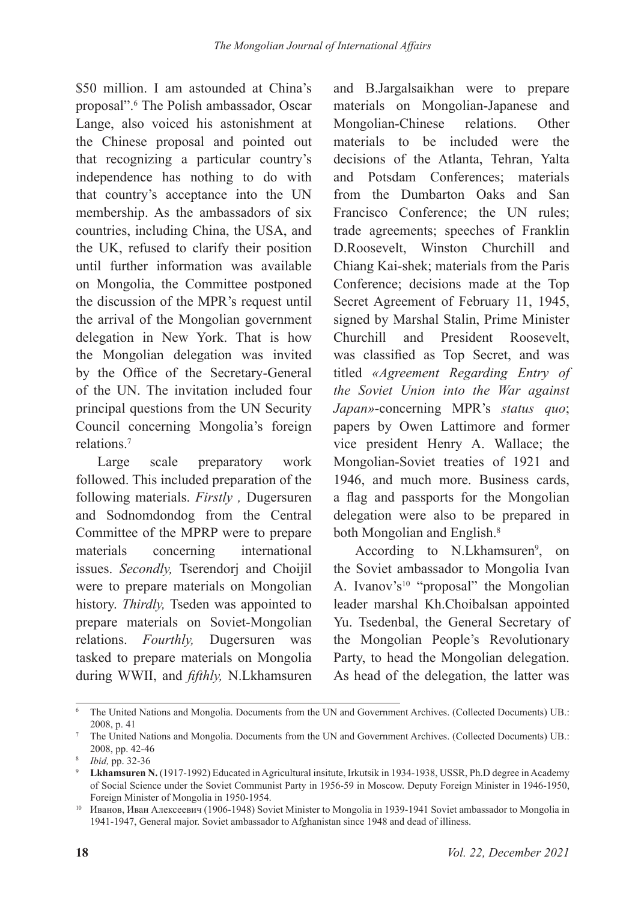$50 million. I am astounded at China's proposal".[6] The Polish ambassador, Oscar Lange, also voiced his astonishment at the Chinese proposal and pointed out that recognizing a particular country's independence has nothing to do with that country's acceptance into the UN membership. As the ambassadors of six countries, including China, the USA, and the UK, refused to clarify their position until further information was available on Mongolia, the Committee postponed the discussion of the MPR's request until the arrival of the Mongolian government delegation in New York. That is how the Mongolian delegation was invited by the Office of the Secretary-General of the UN. The invitation included four principal questions from the UN Security Council concerning Mongolia's foreign relations.[7]

Large scale preparatory work followed. This included preparation of the following materials. *Firstly ,* Dugersuren and Sodnomdondog from the Central Committee of the MPRP were to prepare materials concerning international issues. *Secondly,* Tserendorj and Choijil were to prepare materials on Mongolian history. *Thirdly,* Tseden was appointed to prepare materials on Soviet-Mongolian relations. *Fourthly,* Dugersuren was tasked to prepare materials on Mongolia during WWII, and *fifthly,* N.Lkhamsuren and B.Jargalsaikhan were to prepare materials on Mongolian-Japanese and Mongolian-Chinese relations. Other materials to be included were the decisions of the Atlanta, Tehran, Yalta and Potsdam Conferences; materials from the Dumbarton Oaks and San Francisco Conference; the UN rules; trade agreements; speeches of Franklin D.Roosevelt, Winston Churchill and Chiang Kai-shek; materials from the Paris Conference; decisions made at the Top Secret Agreement of February 11, 1945, signed by Marshal Stalin, Prime Minister Churchill and President Roosevelt, was classified as Top Secret, and was titled *«Agreement Regarding Entry of the Soviet Union into the War against Japan»*-concerning MPR's *status quo*; papers by Owen Lattimore and former vice president Henry A. Wallace; the Mongolian-Soviet treaties of 1921 and 1946, and much more. Business cards, a flag and passports for the Mongolian delegation were also to be prepared in both Mongolian and English.[8]

According to N.Lkhamsuren[9], on the Soviet ambassador to Mongolia Ivan A. Ivanov's[10] "proposal" the Mongolian leader marshal Kh.Choibalsan appointed Yu. Tsedenbal, the General Secretary of the Mongolian People's Revolutionary Party, to head the Mongolian delegation. As head of the delegation, the latter was

---

[6] The United Nations and Mongolia. Documents from the UN and Government Archives. (Collected Documents) UB.: 2008, p. 41

[7] The United Nations and Mongolia. Documents from the UN and Government Archives. (Collected Documents) UB.: 2008, pp. 42-46

[8] *Ibid,* pp. 32-36

[9] **Lkhamsuren N.** (1917-1992) Educated in Agricultural insitute, Irkutsik in 1934-1938, USSR, Ph.D degree in Academy of Social Science under the Soviet Communist Party in 1956-59 in Moscow. Deputy Foreign Minister in 1946-1950, Foreign Minister of Mongolia in 1950-1954.

[10] Иванов, Иван Алексеевич (1906-1948) Soviet Minister to Mongolia in 1939-1941 Soviet ambassador to Mongolia in 1941-1947, General major. Soviet ambassador to Afghanistan since 1948 and dead of illiness.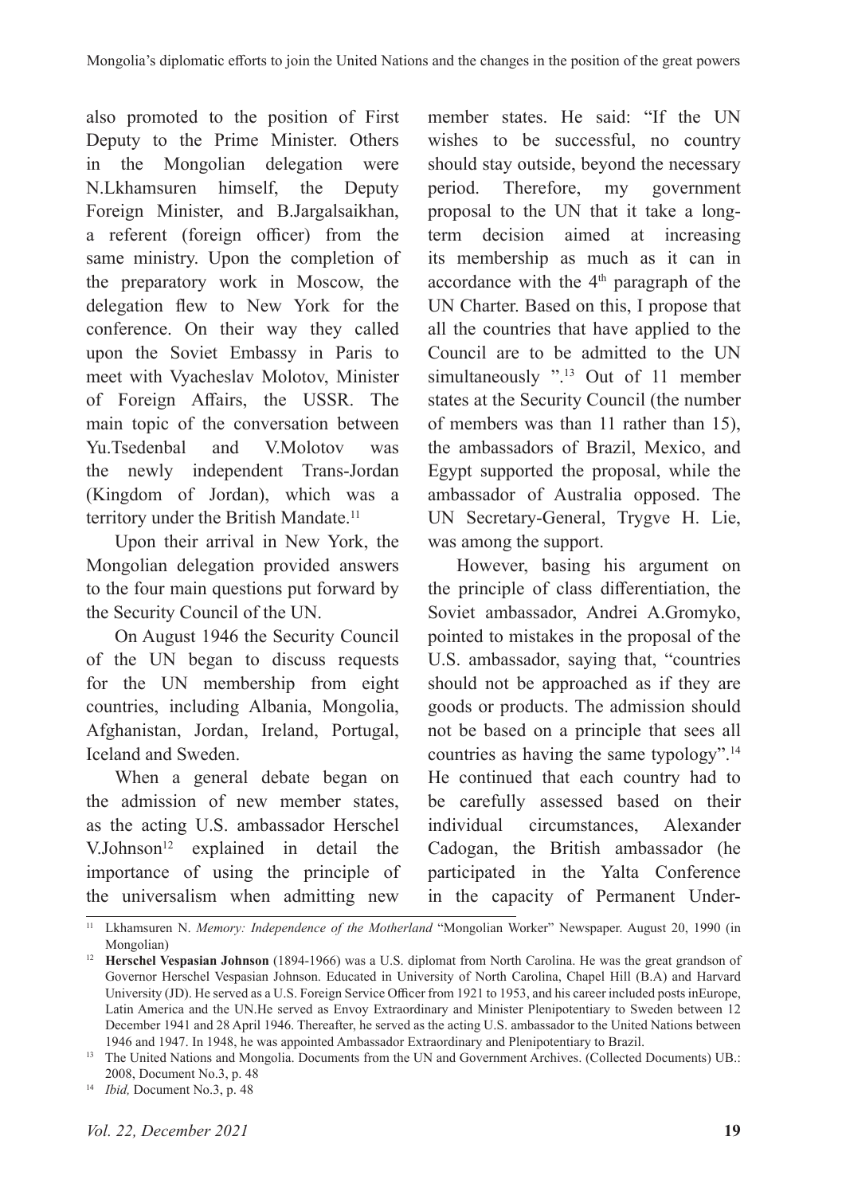also promoted to the position of First Deputy to the Prime Minister. Others in the Mongolian delegation were N.Lkhamsuren himself, the Deputy Foreign Minister, and B.Jargalsaikhan, a referent (foreign officer) from the same ministry. Upon the completion of the preparatory work in Moscow, the delegation flew to New York for the conference. On their way they called upon the Soviet Embassy in Paris to meet with Vyacheslav Molotov, Minister of Foreign Affairs, the USSR. The main topic of the conversation between Yu.Tsedenbal and V.Molotov was the newly independent Trans-Jordan (Kingdom of Jordan), which was a territory under the British Mandate.[11]

Upon their arrival in New York, the Mongolian delegation provided answers to the four main questions put forward by the Security Council of the UN.

On August 1946 the Security Council of the UN began to discuss requests for the UN membership from eight countries, including Albania, Mongolia, Afghanistan, Jordan, Ireland, Portugal, Iceland and Sweden.

When a general debate began on the admission of new member states, as the acting U.S. ambassador Herschel V.Johnson[12] explained in detail the importance of using the principle of the universalism when admitting new member states. He said: "If the UN wishes to be successful, no country should stay outside, beyond the necessary period. Therefore, my government proposal to the UN that it take a long-term decision aimed at increasing its membership as much as it can in accordance with the 4th paragraph of the UN Charter. Based on this, I propose that all the countries that have applied to the Council are to be admitted to the UN simultaneously ".[13] Out of 11 member states at the Security Council (the number of members was than 11 rather than 15), the ambassadors of Brazil, Mexico, and Egypt supported the proposal, while the ambassador of Australia opposed. The UN Secretary-General, Trygve H. Lie, was among the support.

However, basing his argument on the principle of class differentiation, the Soviet ambassador, Andrei A.Gromyko, pointed to mistakes in the proposal of the U.S. ambassador, saying that, "countries should not be approached as if they are goods or products. The admission should not be based on a principle that sees all countries as having the same typology".[14] He continued that each country had to be carefully assessed based on their individual circumstances, Alexander Cadogan, the British ambassador (he participated in the Yalta Conference in the capacity of Permanent Under-

---

[11] Lkhamsuren N. *Memory: Independence of the Motherland* "Mongolian Worker" Newspaper. August 20, 1990 (in Mongolian)

[12] **Herschel Vespasian Johnson** (1894-1966) was a U.S. diplomat from North Carolina. He was the great grandson of Governor Herschel Vespasian Johnson. Educated in University of North Carolina, Chapel Hill (B.A) and Harvard University (JD). He served as a U.S. Foreign Service Officer from 1921 to 1953, and his career included posts inEurope, Latin America and the UN.He served as Envoy Extraordinary and Minister Plenipotentiary to Sweden between 12 December 1941 and 28 April 1946. Thereafter, he served as the acting U.S. ambassador to the United Nations between 1946 and 1947. In 1948, he was appointed Ambassador Extraordinary and Plenipotentiary to Brazil.

[13] The United Nations and Mongolia. Documents from the UN and Government Archives. (Collected Documents) UB.: 2008, Document No.3, p. 48

[14] *Ibid,* Document No.3, p. 48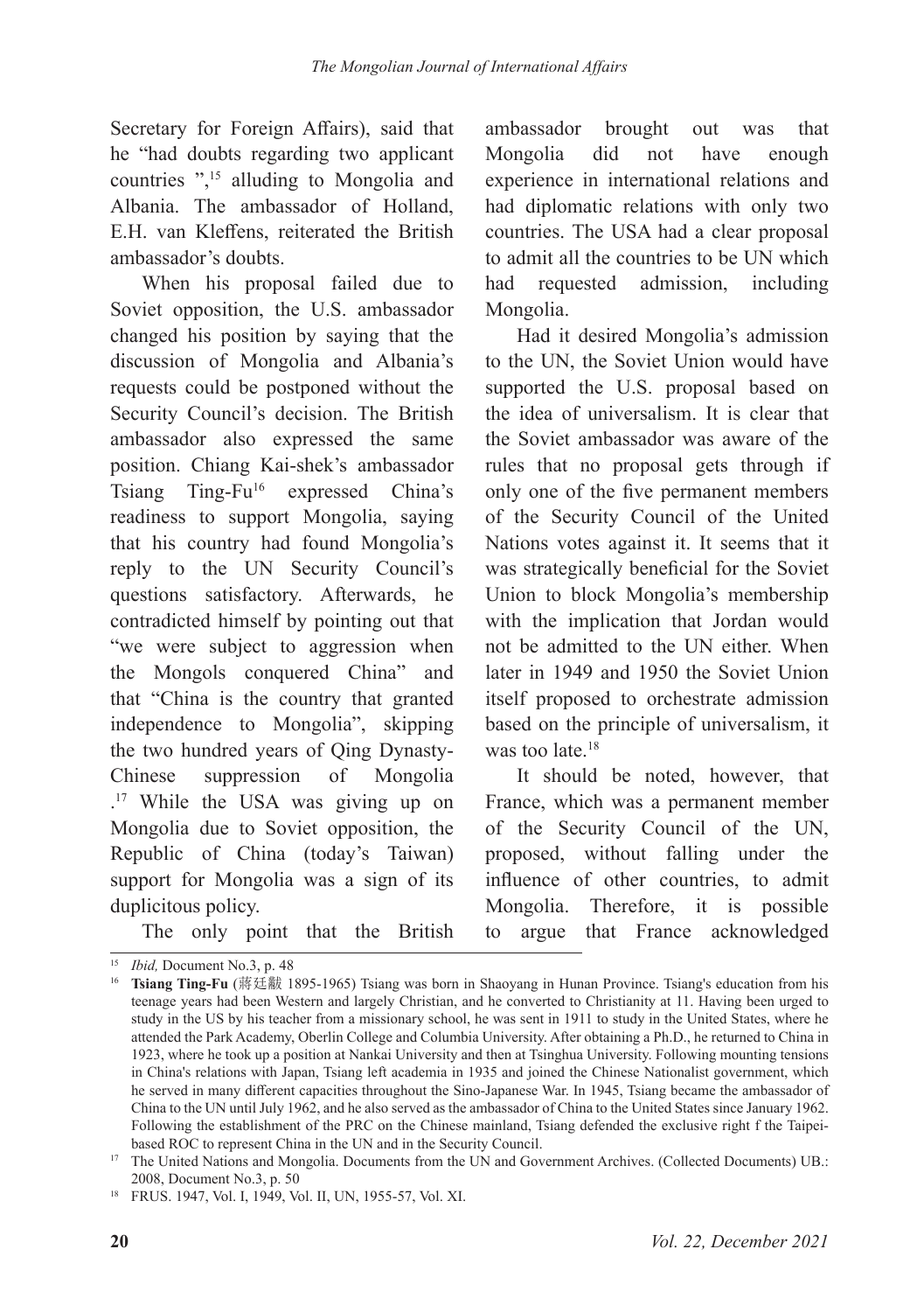Secretary for Foreign Affairs), said that he "had doubts regarding two applicant countries ",[15] alluding to Mongolia and Albania. The ambassador of Holland, E.H. van Kleffens, reiterated the British ambassador's doubts.

When his proposal failed due to Soviet opposition, the U.S. ambassador changed his position by saying that the discussion of Mongolia and Albania's requests could be postponed without the Security Council's decision. The British ambassador also expressed the same position. Chiang Kai-shek's ambassador Tsiang Ting-Fu[16] expressed China's readiness to support Mongolia, saying that his country had found Mongolia's reply to the UN Security Council's questions satisfactory. Afterwards, he contradicted himself by pointing out that "we were subject to aggression when the Mongols conquered China" and that "China is the country that granted independence to Mongolia", skipping the two hundred years of Qing Dynasty-Chinese suppression of Mongolia .[17] While the USA was giving up on Mongolia due to Soviet opposition, the Republic of China (today's Taiwan) support for Mongolia was a sign of its duplicitous policy.

The only point that the British ambassador brought out was that Mongolia did not have enough experience in international relations and had diplomatic relations with only two countries. The USA had a clear proposal to admit all the countries to be UN which had requested admission, including Mongolia.

Had it desired Mongolia's admission to the UN, the Soviet Union would have supported the U.S. proposal based on the idea of universalism. It is clear that the Soviet ambassador was aware of the rules that no proposal gets through if only one of the five permanent members of the Security Council of the United Nations votes against it. It seems that it was strategically beneficial for the Soviet Union to block Mongolia's membership with the implication that Jordan would not be admitted to the UN either. When later in 1949 and 1950 the Soviet Union itself proposed to orchestrate admission based on the principle of universalism, it was too late.[18]

It should be noted, however, that France, which was a permanent member of the Security Council of the UN, proposed, without falling under the influence of other countries, to admit Mongolia. Therefore, it is possible to argue that France acknowledged

---

[15] *Ibid,* Document No.3, p. 48

[16] **Tsiang Ting-Fu** (蔣廷黻 1895-1965) Tsiang was born in Shaoyang in Hunan Province. Tsiang's education from his teenage years had been Western and largely Christian, and he converted to Christianity at 11. Having been urged to study in the US by his teacher from a missionary school, he was sent in 1911 to study in the United States, where he attended the Park Academy, Oberlin College and Columbia University. After obtaining a Ph.D., he returned to China in 1923, where he took up a position at Nankai University and then at Tsinghua University. Following mounting tensions in China's relations with Japan, Tsiang left academia in 1935 and joined the Chinese Nationalist government, which he served in many different capacities throughout the Sino-Japanese War. In 1945, Tsiang became the ambassador of China to the UN until July 1962, and he also served as the ambassador of China to the United States since January 1962. Following the establishment of the PRC on the Chinese mainland, Tsiang defended the exclusive right f the Taipei-based ROC to represent China in the UN and in the Security Council.

[17] The United Nations and Mongolia. Documents from the UN and Government Archives. (Collected Documents) UB.: 2008, Document No.3, p. 50

[18] FRUS. 1947, Vol. I, 1949, Vol. II, UN, 1955-57, Vol. XI.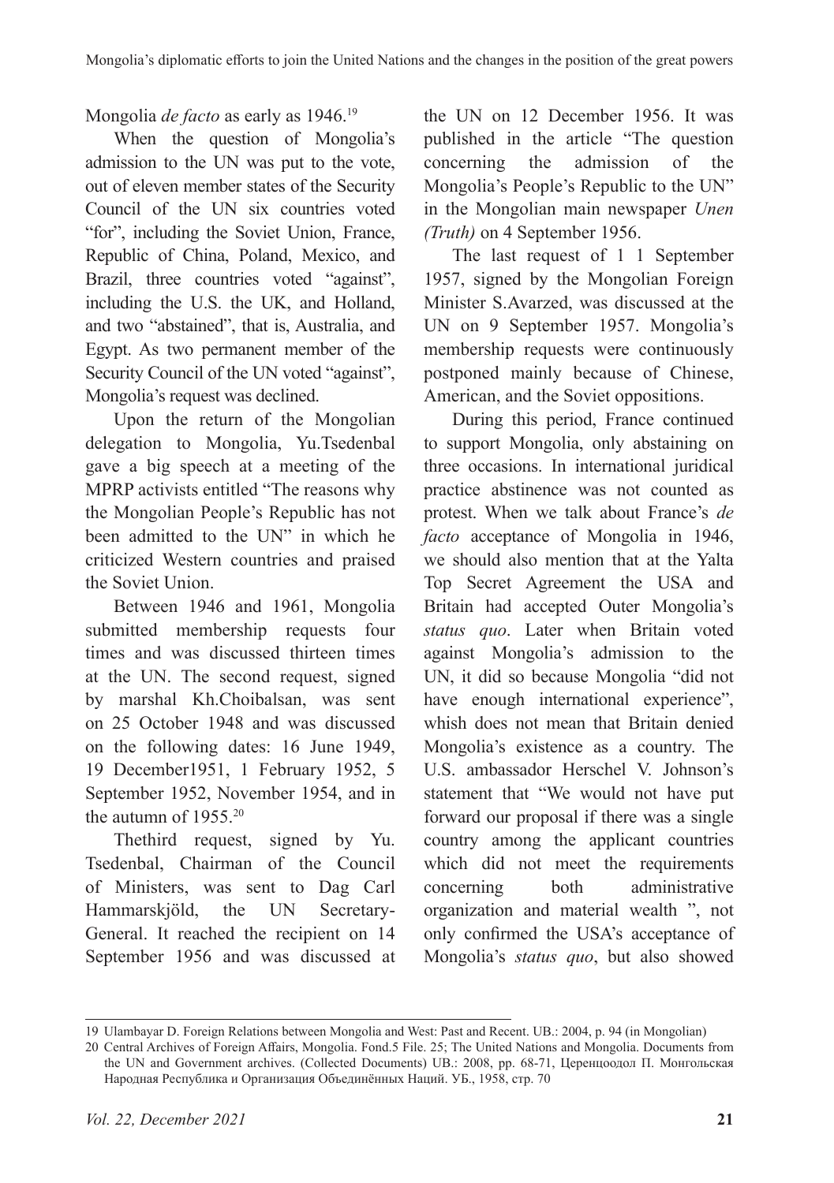Mongolia *de facto* as early as 1946.[19]

When the question of Mongolia's admission to the UN was put to the vote, out of eleven member states of the Security Council of the UN six countries voted "for", including the Soviet Union, France, Republic of China, Poland, Mexico, and Brazil, three countries voted "against", including the U.S. the UK, and Holland, and two "abstained", that is, Australia, and Egypt. As two permanent member of the Security Council of the UN voted "against", Mongolia's request was declined.

Upon the return of the Mongolian delegation to Mongolia, Yu.Tsedenbal gave a big speech at a meeting of the MPRP activists entitled "The reasons why the Mongolian People's Republic has not been admitted to the UN" in which he criticized Western countries and praised the Soviet Union.

Between 1946 and 1961, Mongolia submitted membership requests four times and was discussed thirteen times at the UN. The second request, signed by marshal Kh.Choibalsan, was sent on 25 October 1948 and was discussed on the following dates: 16 June 1949, 19 December1951, 1 February 1952, 5 September 1952, November 1954, and in the autumn of 1955.[20]

Thethird request, signed by Yu. Tsedenbal, Chairman of the Council of Ministers, was sent to Dag Carl Hammarskjöld, the UN Secretary-General. It reached the recipient on 14 September 1956 and was discussed at the UN on 12 December 1956. It was published in the article "The question concerning the admission of the Mongolia's People's Republic to the UN" in the Mongolian main newspaper *Unen (Truth)* on 4 September 1956.

The last request of 1 1 September 1957, signed by the Mongolian Foreign Minister S.Avarzed, was discussed at the UN on 9 September 1957. Mongolia's membership requests were continuously postponed mainly because of Chinese, American, and the Soviet oppositions.

During this period, France continued to support Mongolia, only abstaining on three occasions. In international juridical practice abstinence was not counted as protest. When we talk about France's *de facto* acceptance of Mongolia in 1946, we should also mention that at the Yalta Top Secret Agreement the USA and Britain had accepted Outer Mongolia's *status quo*. Later when Britain voted against Mongolia's admission to the UN, it did so because Mongolia "did not have enough international experience", whish does not mean that Britain denied Mongolia's existence as a country. The U.S. ambassador Herschel V. Johnson's statement that "We would not have put forward our proposal if there was a single country among the applicant countries which did not meet the requirements concerning both administrative organization and material wealth ", not only confirmed the USA's acceptance of Mongolia's *status quo*, but also showed

---

19 Ulambayar D. Foreign Relations between Mongolia and West: Past and Recent. UB.: 2004, p. 94 (in Mongolian)

20 Central Archives of Foreign Affairs, Mongolia. Fond.5 File. 25; The United Nations and Mongolia. Documents from the UN and Government archives. (Collected Documents) UB.: 2008, pp. 68-71, Церенцоодол П. Монгольская Народная Республика и Организация Объединённых Наций. УБ., 1958, стр. 70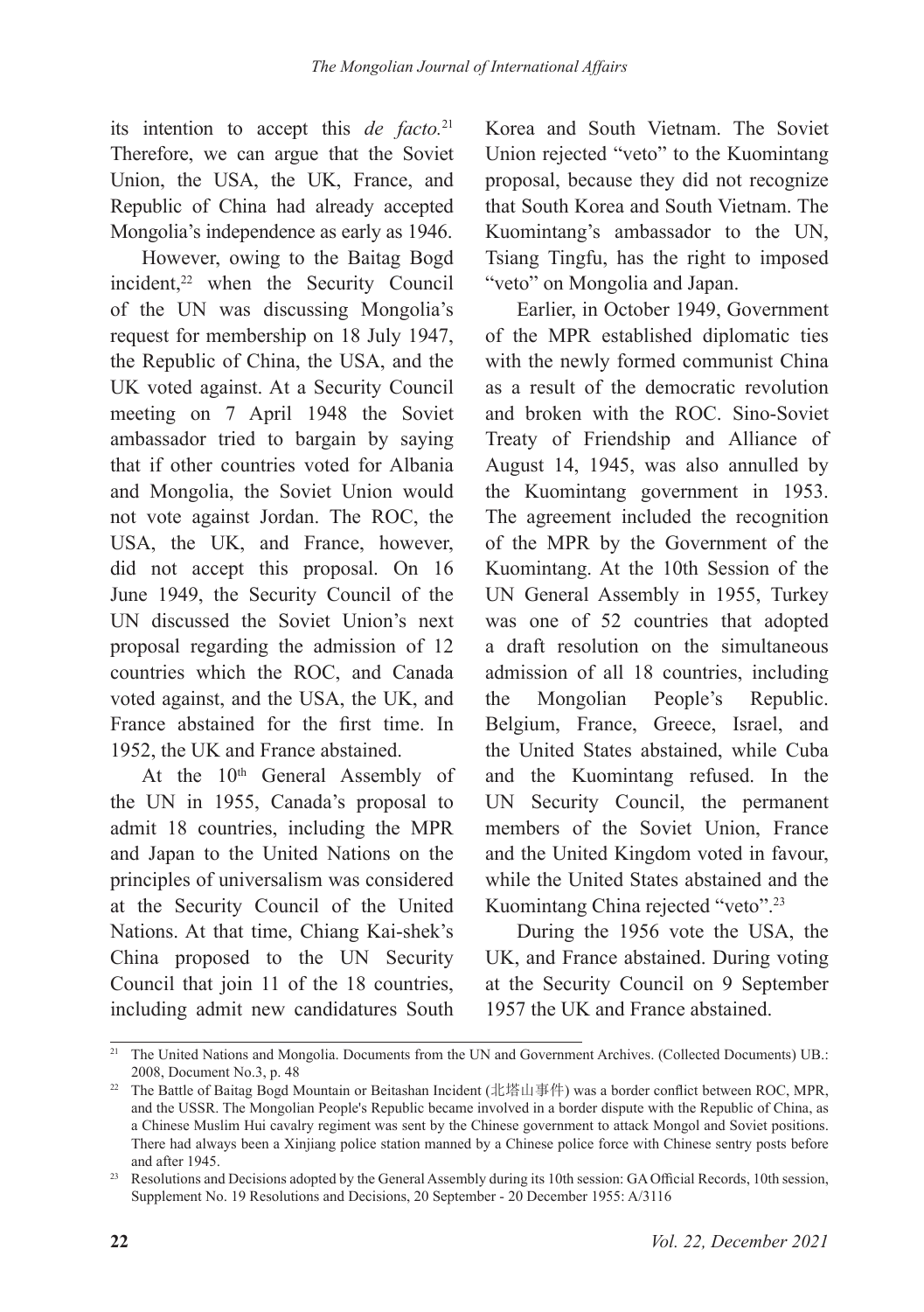its intention to accept this *de facto*.[21] Therefore, we can argue that the Soviet Union, the USA, the UK, France, and Republic of China had already accepted Mongolia's independence as early as 1946.

However, owing to the Baitag Bogd incident,[22] when the Security Council of the UN was discussing Mongolia's request for membership on 18 July 1947, the Republic of China, the USA, and the UK voted against. At a Security Council meeting on 7 April 1948 the Soviet ambassador tried to bargain by saying that if other countries voted for Albania and Mongolia, the Soviet Union would not vote against Jordan. The ROC, the USA, the UK, and France, however, did not accept this proposal. On 16 June 1949, the Security Council of the UN discussed the Soviet Union's next proposal regarding the admission of 12 countries which the ROC, and Canada voted against, and the USA, the UK, and France abstained for the first time. In 1952, the UK and France abstained.

At the 10th General Assembly of the UN in 1955, Canada's proposal to admit 18 countries, including the MPR and Japan to the United Nations on the principles of universalism was considered at the Security Council of the United Nations. At that time, Chiang Kai-shek's China proposed to the UN Security Council that join 11 of the 18 countries, including admit new candidatures South Korea and South Vietnam. The Soviet Union rejected "veto" to the Kuomintang proposal, because they did not recognize that South Korea and South Vietnam. The Kuomintang's ambassador to the UN, Tsiang Tingfu, has the right to imposed "veto" on Mongolia and Japan.

Earlier, in October 1949, Government of the MPR established diplomatic ties with the newly formed communist China as a result of the democratic revolution and broken with the ROC. Sino-Soviet Treaty of Friendship and Alliance of August 14, 1945, was also annulled by the Kuomintang government in 1953. The agreement included the recognition of the MPR by the Government of the Kuomintang. At the 10th Session of the UN General Assembly in 1955, Turkey was one of 52 countries that adopted a draft resolution on the simultaneous admission of all 18 countries, including the Mongolian People's Republic. Belgium, France, Greece, Israel, and the United States abstained, while Cuba and the Kuomintang refused. In the UN Security Council, the permanent members of the Soviet Union, France and the United Kingdom voted in favour, while the United States abstained and the Kuomintang China rejected "veto".[23]

During the 1956 vote the USA, the UK, and France abstained. During voting at the Security Council on 9 September 1957 the UK and France abstained.

---

[21] The United Nations and Mongolia. Documents from the UN and Government Archives. (Collected Documents) UB.: 2008, Document No.3, p. 48

[22] The Battle of Baitag Bogd Mountain or Beitashan Incident (北塔山事件) was a border conflict between ROC, MPR, and the USSR. The Mongolian People's Republic became involved in a border dispute with the Republic of China, as a Chinese Muslim Hui cavalry regiment was sent by the Chinese government to attack Mongol and Soviet positions. There had always been a Xinjiang police station manned by a Chinese police force with Chinese sentry posts before and after 1945.

[23] Resolutions and Decisions adopted by the General Assembly during its 10th session: GA Official Records, 10th session, Supplement No. 19 Resolutions and Decisions, 20 September - 20 December 1955: A/3116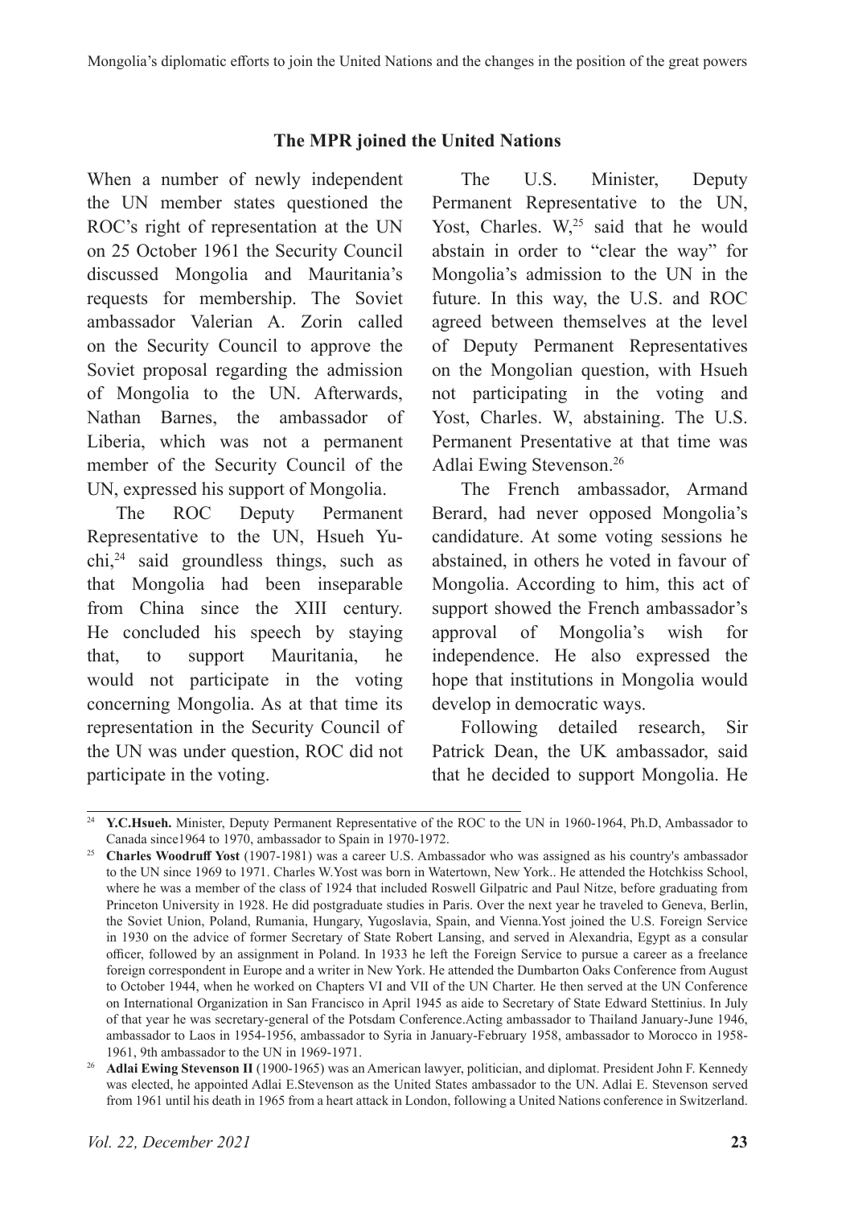### The MPR joined the United Nations

When a number of newly independent the UN member states questioned the ROC's right of representation at the UN on 25 October 1961 the Security Council discussed Mongolia and Mauritania's requests for membership. The Soviet ambassador Valerian A. Zorin called on the Security Council to approve the Soviet proposal regarding the admission of Mongolia to the UN. Afterwards, Nathan Barnes, the ambassador of Liberia, which was not a permanent member of the Security Council of the UN, expressed his support of Mongolia.

The ROC Deputy Permanent Representative to the UN, Hsueh Yu-chi,[24] said groundless things, such as that Mongolia had been inseparable from China since the XIII century. He concluded his speech by staying that, to support Mauritania, he would not participate in the voting concerning Mongolia. As at that time its representation in the Security Council of the UN was under question, ROC did not participate in the voting.

The U.S. Minister, Deputy Permanent Representative to the UN, Yost, Charles. W,[25] said that he would abstain in order to "clear the way" for Mongolia's admission to the UN in the future. In this way, the U.S. and ROC agreed between themselves at the level of Deputy Permanent Representatives on the Mongolian question, with Hsueh not participating in the voting and Yost, Charles. W, abstaining. The U.S. Permanent Presentative at that time was Adlai Ewing Stevenson.[26]

The French ambassador, Armand Berard, had never opposed Mongolia's candidature. At some voting sessions he abstained, in others he voted in favour of Mongolia. According to him, this act of support showed the French ambassador's approval of Mongolia's wish for independence. He also expressed the hope that institutions in Mongolia would develop in democratic ways.

Following detailed research, Sir Patrick Dean, the UK ambassador, said that he decided to support Mongolia. He

---

[24] **Y.C.Hsueh.** Minister, Deputy Permanent Representative of the ROC to the UN in 1960-1964, Ph.D, Ambassador to Canada since1964 to 1970, ambassador to Spain in 1970-1972.

[25] **Charles Woodruff Yost** (1907-1981) was a career U.S. Ambassador who was assigned as his country's ambassador to the UN since 1969 to 1971. Charles W.Yost was born in Watertown, New York.. He attended the Hotchkiss School, where he was a member of the class of 1924 that included Roswell Gilpatric and Paul Nitze, before graduating from Princeton University in 1928. He did postgraduate studies in Paris. Over the next year he traveled to Geneva, Berlin, the Soviet Union, Poland, Rumania, Hungary, Yugoslavia, Spain, and Vienna.Yost joined the U.S. Foreign Service in 1930 on the advice of former Secretary of State Robert Lansing, and served in Alexandria, Egypt as a consular officer, followed by an assignment in Poland. In 1933 he left the Foreign Service to pursue a career as a freelance foreign correspondent in Europe and a writer in New York. He attended the Dumbarton Oaks Conference from August to October 1944, when he worked on Chapters VI and VII of the UN Charter. He then served at the UN Conference on International Organization in San Francisco in April 1945 as aide to Secretary of State Edward Stettinius. In July of that year he was secretary-general of the Potsdam Conference.Acting ambassador to Thailand January-June 1946, ambassador to Laos in 1954-1956, ambassador to Syria in January-February 1958, ambassador to Morocco in 1958-1961, 9th ambassador to the UN in 1969-1971.

[26] **Adlai Ewing Stevenson II** (1900-1965) was an American lawyer, politician, and diplomat. President John F. Kennedy was elected, he appointed Adlai E.Stevenson as the United States ambassador to the UN. Adlai E. Stevenson served from 1961 until his death in 1965 from a heart attack in London, following a United Nations conference in Switzerland.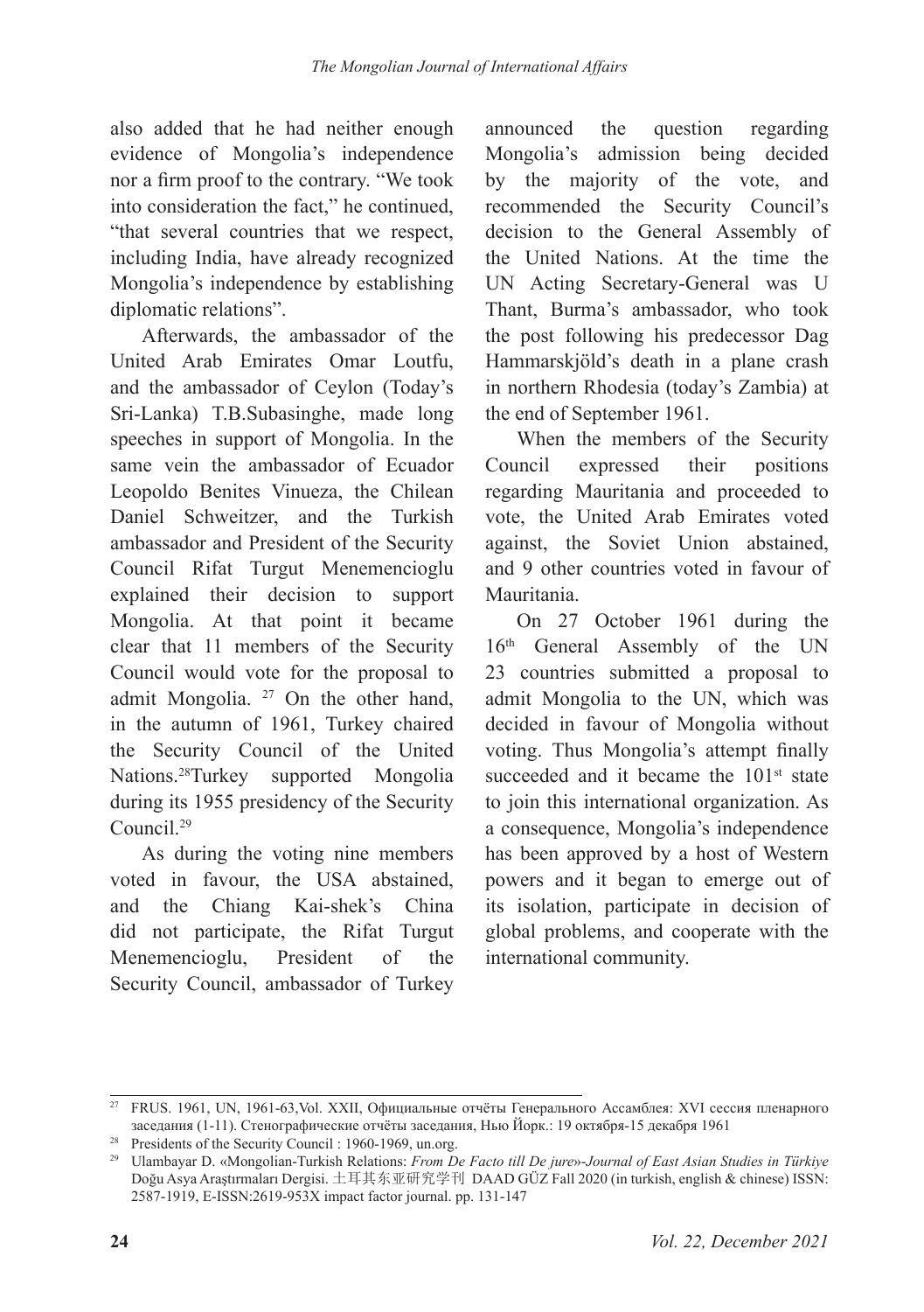also added that he had neither enough evidence of Mongolia's independence nor a firm proof to the contrary. "We took into consideration the fact," he continued, "that several countries that we respect, including India, have already recognized Mongolia's independence by establishing diplomatic relations".

Afterwards, the ambassador of the United Arab Emirates Omar Loutfu, and the ambassador of Ceylon (Today's Sri-Lanka) T.B.Subasinghe, made long speeches in support of Mongolia. In the same vein the ambassador of Ecuador Leopoldo Benites Vinueza, the Chilean Daniel Schweitzer, and the Turkish ambassador and President of the Security Council Rifat Turgut Menemencioglu explained their decision to support Mongolia. At that point it became clear that 11 members of the Security Council would vote for the proposal to admit Mongolia. [27] On the other hand, in the autumn of 1961, Turkey chaired the Security Council of the United Nations.[28]Turkey supported Mongolia during its 1955 presidency of the Security Council.[29]

As during the voting nine members voted in favour, the USA abstained, and the Chiang Kai-shek's China did not participate, the Rifat Turgut Menemencioglu, President of the Security Council, ambassador of Turkey announced the question regarding Mongolia's admission being decided by the majority of the vote, and recommended the Security Council's decision to the General Assembly of the United Nations. At the time the UN Acting Secretary-General was U Thant, Burma's ambassador, who took the post following his predecessor Dag Hammarskjöld's death in a plane crash in northern Rhodesia (today's Zambia) at the end of September 1961.

When the members of the Security Council expressed their positions regarding Mauritania and proceeded to vote, the United Arab Emirates voted against, the Soviet Union abstained, and 9 other countries voted in favour of Mauritania.

On 27 October 1961 during the 16th General Assembly of the UN 23 countries submitted a proposal to admit Mongolia to the UN, which was decided in favour of Mongolia without voting. Thus Mongolia's attempt finally succeeded and it became the 101st state to join this international organization. As a consequence, Mongolia's independence has been approved by a host of Western powers and it began to emerge out of its isolation, participate in decision of global problems, and cooperate with the international community.

---

[27] FRUS. 1961, UN, 1961-63,Vol. XXII, Официальные отчёты Генерального Ассамблея: XVI сессия пленарного заседания (1-11). Стенографические отчёты заседания, Нью Йорк.: 19 октября-15 декабря 1961

[28] Presidents of the Security Council : 1960-1969, un.org.

[29] Ulambayar D. «Mongolian-Turkish Relations: *From De Facto till De jure*»-*Journal of East Asian Studies in Türkiye* Doğu Asya Araştırmaları Dergisi. 土耳其东亚研究学刊 DAAD GÜZ Fall 2020 (in turkish, english & chinese) ISSN: 2587-1919, E-ISSN:2619-953X impact factor journal. pp. 131-147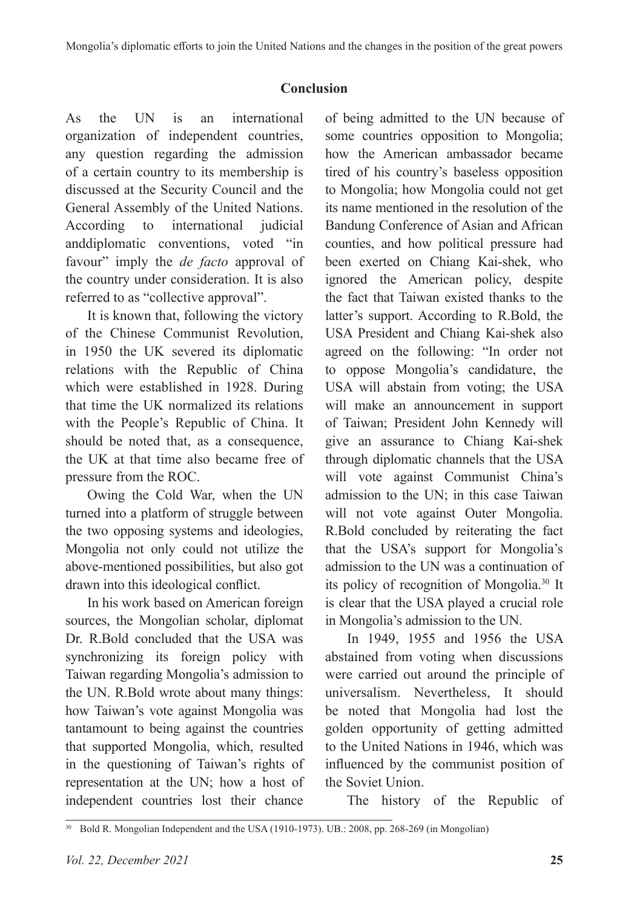## Conclusion

As the UN is an international organization of independent countries, any question regarding the admission of a certain country to its membership is discussed at the Security Council and the General Assembly of the United Nations. According to international judicial anddiplomatic conventions, voted "in favour" imply the *de facto* approval of the country under consideration. It is also referred to as "collective approval".

It is known that, following the victory of the Chinese Communist Revolution, in 1950 the UK severed its diplomatic relations with the Republic of China which were established in 1928. During that time the UK normalized its relations with the People's Republic of China. It should be noted that, as a consequence, the UK at that time also became free of pressure from the ROC.

Owing the Cold War, when the UN turned into a platform of struggle between the two opposing systems and ideologies, Mongolia not only could not utilize the above-mentioned possibilities, but also got drawn into this ideological conflict.

In his work based on American foreign sources, the Mongolian scholar, diplomat Dr. R.Bold concluded that the USA was synchronizing its foreign policy with Taiwan regarding Mongolia's admission to the UN. R.Bold wrote about many things: how Taiwan's vote against Mongolia was tantamount to being against the countries that supported Mongolia, which, resulted in the questioning of Taiwan's rights of representation at the UN; how a host of independent countries lost their chance of being admitted to the UN because of some countries opposition to Mongolia; how the American ambassador became tired of his country's baseless opposition to Mongolia; how Mongolia could not get its name mentioned in the resolution of the Bandung Conference of Asian and African counties, and how political pressure had been exerted on Chiang Kai-shek, who ignored the American policy, despite the fact that Taiwan existed thanks to the latter's support. According to R.Bold, the USA President and Chiang Kai-shek also agreed on the following: "In order not to oppose Mongolia's candidature, the USA will abstain from voting; the USA will make an announcement in support of Taiwan; President John Kennedy will give an assurance to Chiang Kai-shek through diplomatic channels that the USA will vote against Communist China's admission to the UN; in this case Taiwan will not vote against Outer Mongolia. R.Bold concluded by reiterating the fact that the USA's support for Mongolia's admission to the UN was a continuation of its policy of recognition of Mongolia.[30] It is clear that the USA played a crucial role in Mongolia's admission to the UN.

In 1949, 1955 and 1956 the USA abstained from voting when discussions were carried out around the principle of universalism. Nevertheless, It should be noted that Mongolia had lost the golden opportunity of getting admitted to the United Nations in 1946, which was influenced by the communist position of the Soviet Union.

The history of the Republic of

[30] Bold R. Mongolian Independent and the USA (1910-1973). UB.: 2008, pp. 268-269 (in Mongolian)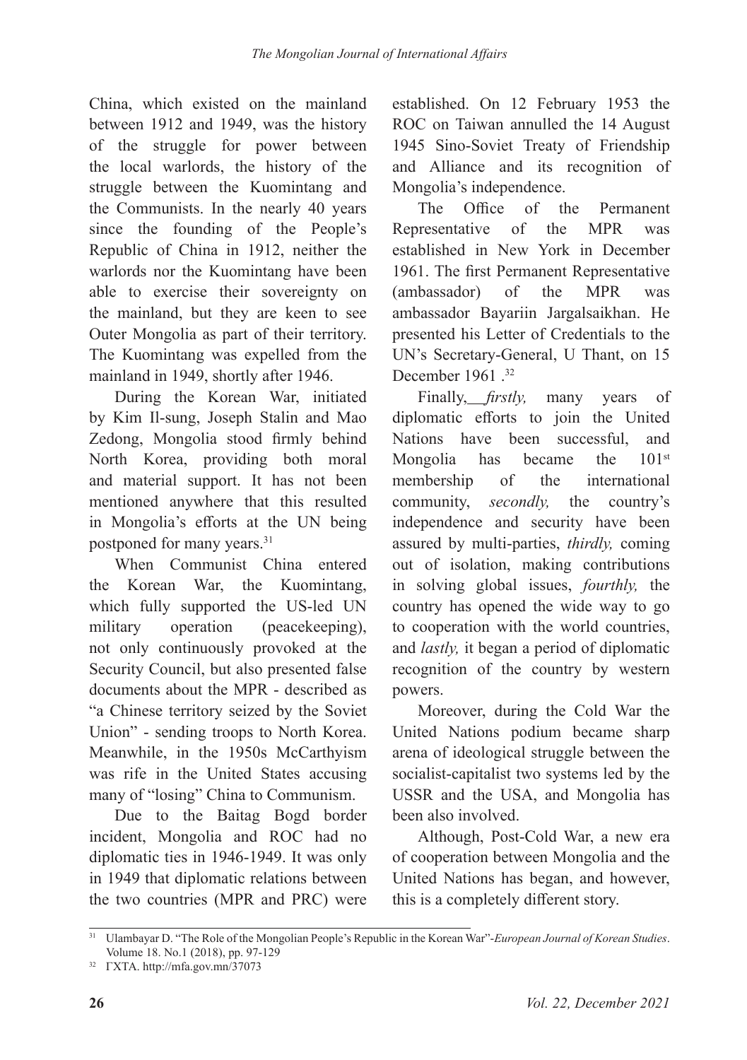China, which existed on the mainland between 1912 and 1949, was the history of the struggle for power between the local warlords, the history of the struggle between the Kuomintang and the Communists. In the nearly 40 years since the founding of the People's Republic of China in 1912, neither the warlords nor the Kuomintang have been able to exercise their sovereignty on the mainland, but they are keen to see Outer Mongolia as part of their territory. The Kuomintang was expelled from the mainland in 1949, shortly after 1946.

During the Korean War, initiated by Kim Il-sung, Joseph Stalin and Mao Zedong, Mongolia stood firmly behind North Korea, providing both moral and material support. It has not been mentioned anywhere that this resulted in Mongolia's efforts at the UN being postponed for many years.[31]

When Communist China entered the Korean War, the Kuomintang, which fully supported the US-led UN military operation (peacekeeping), not only continuously provoked at the Security Council, but also presented false documents about the MPR - described as "a Chinese territory seized by the Soviet Union" - sending troops to North Korea. Meanwhile, in the 1950s McCarthyism was rife in the United States accusing many of "losing" China to Communism.

Due to the Baitag Bogd border incident, Mongolia and ROC had no diplomatic ties in 1946-1949. It was only in 1949 that diplomatic relations between the two countries (MPR and PRC) were established. On 12 February 1953 the ROC on Taiwan annulled the 14 August 1945 Sino-Soviet Treaty of Friendship and Alliance and its recognition of Mongolia's independence.

The Office of the Permanent Representative of the MPR was established in New York in December 1961. The first Permanent Representative (ambassador) of the MPR was ambassador Bayariin Jargalsaikhan. He presented his Letter of Credentials to the UN's Secretary-General, U Thant, on 15 December 1961 .[32]

Finally, *firstly,* many years of diplomatic efforts to join the United Nations have been successful, and Mongolia has became the 101st membership of the international community, *secondly,* the country's independence and security have been assured by multi-parties, *thirdly,* coming out of isolation, making contributions in solving global issues, *fourthly,* the country has opened the wide way to go to cooperation with the world countries, and *lastly,* it began a period of diplomatic recognition of the country by western powers.

Moreover, during the Cold War the United Nations podium became sharp arena of ideological struggle between the socialist-capitalist two systems led by the USSR and the USA, and Mongolia has been also involved.

Although, Post-Cold War, a new era of cooperation between Mongolia and the United Nations has began, and however, this is a completely different story.

---

[31] Ulambayar D. "The Role of the Mongolian People's Republic in the Korean War"-*European Journal of Korean Studies*. Volume 18. No.1 (2018), pp. 97-129

[32] ГХТА. http://mfa.gov.mn/37073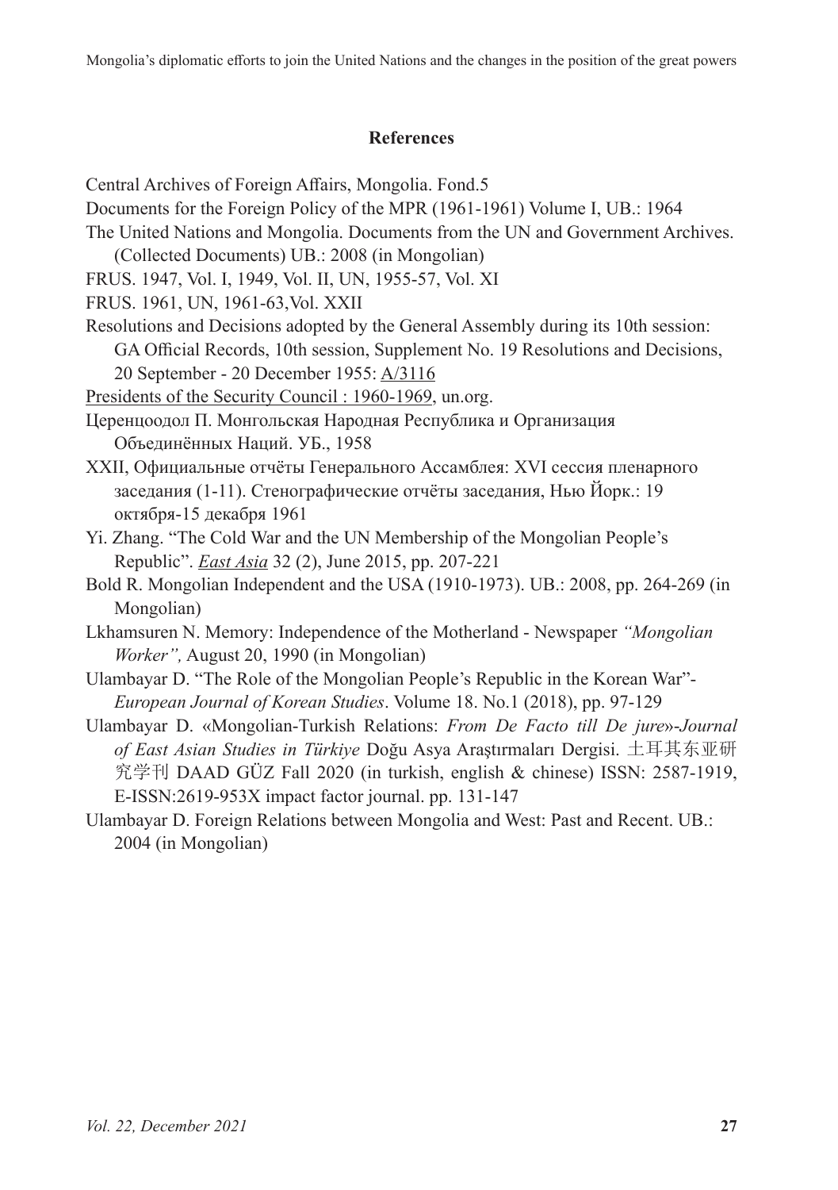## References

Central Archives of Foreign Affairs, Mongolia. Fond.5

Documents for the Foreign Policy of the MPR (1961-1961) Volume I, UB.: 1964

The United Nations and Mongolia. Documents from the UN and Government Archives. (Collected Documents) UB.: 2008 (in Mongolian)

FRUS. 1947, Vol. I, 1949, Vol. II, UN, 1955-57, Vol. XI

FRUS. 1961, UN, 1961-63,Vol. XXII

Resolutions and Decisions adopted by the General Assembly during its 10th session: GA Official Records, 10th session, Supplement No. 19 Resolutions and Decisions, 20 September - 20 December 1955: A/3116

Presidents of the Security Council : 1960-1969, un.org.

Церенцоодол П. Монгольская Народная Республика и Организация Объединённых Наций. УБ., 1958

XXII, Официальные отчёты Генерального Ассамблея: XVI сессия пленарного заседания (1-11). Стенографические отчёты заседания, Нью Йорк.: 19 октября-15 декабря 1961

Yi. Zhang. "The Cold War and the UN Membership of the Mongolian People's Republic". *East Asia* 32 (2), June 2015, pp. 207-221

Bold R. Mongolian Independent and the USA (1910-1973). UB.: 2008, pp. 264-269 (in Mongolian)

Lkhamsuren N. Memory: Independence of the Motherland - Newspaper *"Mongolian Worker",* August 20, 1990 (in Mongolian)

Ulambayar D. "The Role of the Mongolian People's Republic in the Korean War"- *European Journal of Korean Studies*. Volume 18. No.1 (2018), pp. 97-129

Ulambayar D. «Mongolian-Turkish Relations: *From De Facto till De jure*»-*Journal of East Asian Studies in Türkiye* Doğu Asya Araştırmaları Dergisi. 土耳其东亚研究学刊 DAAD GÜZ Fall 2020 (in turkish, english & chinese) ISSN: 2587-1919, E-ISSN:2619-953X impact factor journal. pp. 131-147

Ulambayar D. Foreign Relations between Mongolia and West: Past and Recent. UB.: 2004 (in Mongolian)